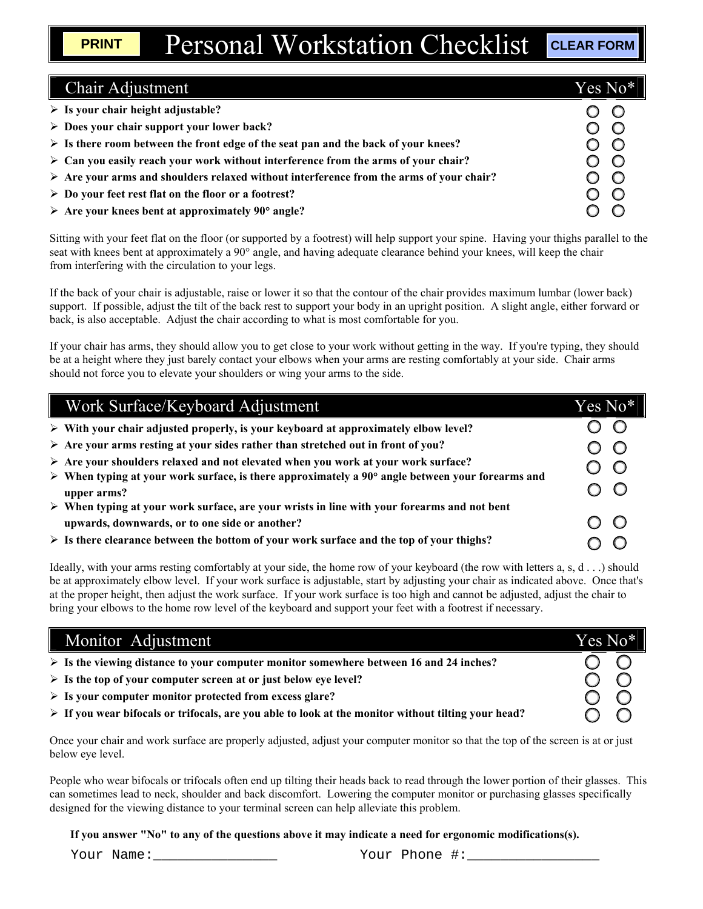PRINT

# Personal Workstation Checklist

CLEAR FORM

## Chair Adjustment

| Question | Yes | No* |
| --- | --- | --- |
| **Is your chair height adjustable?** | ○ | ○ |
| **Does your chair support your lower back?** | ○ | ○ |
| **Is there room between the front edge of the seat pan and the back of your knees?** | ○ | ○ |
| **Can you easily reach your work without interference from the arms of your chair?** | ○ | ○ |
| **Are your arms and shoulders relaxed without interference from the arms of your chair?** | ○ | ○ |
| **Do your feet rest flat on the floor or a footrest?** | ○ | ○ |
| **Are your knees bent at approximately 90° angle?** | ○ | ○ |

Sitting with your feet flat on the floor (or supported by a footrest) will help support your spine. Having your thighs parallel to the seat with knees bent at approximately a 90° angle, and having adequate clearance behind your knees, will keep the chair from interfering with the circulation to your legs.

If the back of your chair is adjustable, raise or lower it so that the contour of the chair provides maximum lumbar (lower back) support. If possible, adjust the tilt of the back rest to support your body in an upright position. A slight angle, either forward or back, is also acceptable. Adjust the chair according to what is most comfortable for you.

If your chair has arms, they should allow you to get close to your work without getting in the way. If you're typing, they should be at a height where they just barely contact your elbows when your arms are resting comfortably at your side. Chair arms should not force you to elevate your shoulders or wing your arms to the side.

## Work Surface/Keyboard Adjustment

| Question | Yes | No* |
| --- | --- | --- |
| **With your chair adjusted properly, is your keyboard at approximately elbow level?** | ○ | ○ |
| **Are your arms resting at your sides rather than stretched out in front of you?** | ○ | ○ |
| **Are your shoulders relaxed and not elevated when you work at your work surface?** | ○ | ○ |
| **When typing at your work surface, is there approximately a 90° angle between your forearms and upper arms?** | ○ | ○ |
| **When typing at your work surface, are your wrists in line with your forearms and not bent upwards, downwards, or to one side or another?** | ○ | ○ |
| **Is there clearance between the bottom of your work surface and the top of your thighs?** | ○ | ○ |

Ideally, with your arms resting comfortably at your side, the home row of your keyboard (the row with letters a, s, d . . .) should be at approximately elbow level. If your work surface is adjustable, start by adjusting your chair as indicated above. Once that's at the proper height, then adjust the work surface. If your work surface is too high and cannot be adjusted, adjust the chair to bring your elbows to the home row level of the keyboard and support your feet with a footrest if necessary.

## Monitor Adjustment

| Question | Yes | No* |
| --- | --- | --- |
| **Is the viewing distance to your computer monitor somewhere between 16 and 24 inches?** | ○ | ○ |
| **Is the top of your computer screen at or just below eye level?** | ○ | ○ |
| **Is your computer monitor protected from excess glare?** | ○ | ○ |
| **If you wear bifocals or trifocals, are you able to look at the monitor without tilting your head?** | ○ | ○ |

Once your chair and work surface are properly adjusted, adjust your computer monitor so that the top of the screen is at or just below eye level.

People who wear bifocals or trifocals often end up tilting their heads back to read through the lower portion of their glasses. This can sometimes lead to neck, shoulder and back discomfort. Lowering the computer monitor or purchasing glasses specifically designed for the viewing distance to your terminal screen can help alleviate this problem.

**If you answer "No" to any of the questions above it may indicate a need for ergonomic modifications(s).**

Your Name:_______________ Your Phone #:________________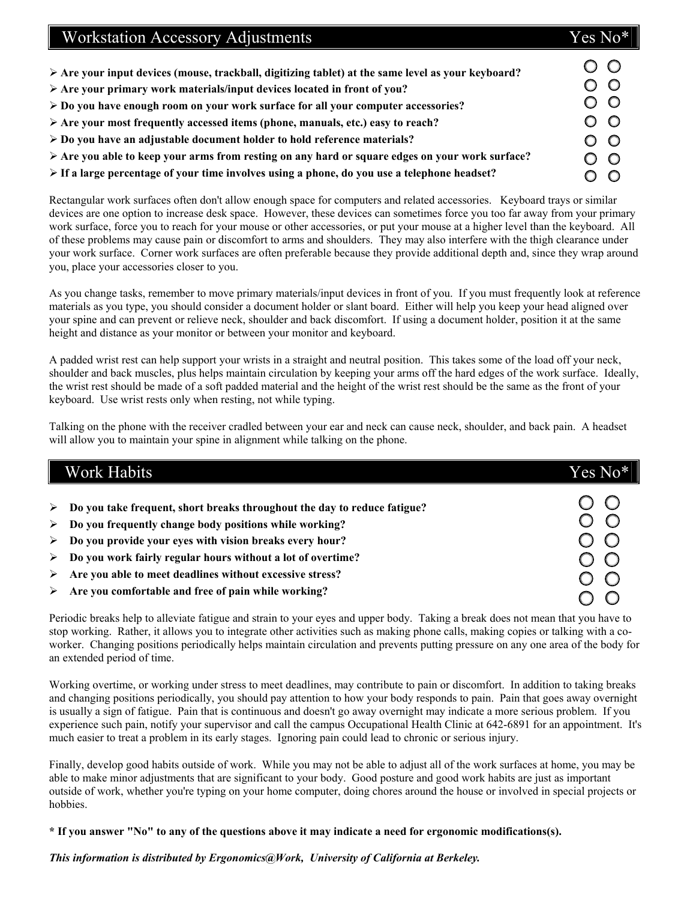## Workstation Accessory Adjustments — Yes No*

- **Are your input devices (mouse, trackball, digitizing tablet) at the same level as your keyboard?** ○ ○
- **Are your primary work materials/input devices located in front of you?** ○ ○
- **Do you have enough room on your work surface for all your computer accessories?** ○ ○
- **Are your most frequently accessed items (phone, manuals, etc.) easy to reach?** ○ ○
- **Do you have an adjustable document holder to hold reference materials?** ○ ○
- **Are you able to keep your arms from resting on any hard or square edges on your work surface?** ○ ○
- **If a large percentage of your time involves using a phone, do you use a telephone headset?** ○ ○

Rectangular work surfaces often don't allow enough space for computers and related accessories. Keyboard trays or similar devices are one option to increase desk space. However, these devices can sometimes force you too far away from your primary work surface, force you to reach for your mouse or other accessories, or put your mouse at a higher level than the keyboard. All of these problems may cause pain or discomfort to arms and shoulders. They may also interfere with the thigh clearance under your work surface. Corner work surfaces are often preferable because they provide additional depth and, since they wrap around you, place your accessories closer to you.

As you change tasks, remember to move primary materials/input devices in front of you. If you must frequently look at reference materials as you type, you should consider a document holder or slant board. Either will help you keep your head aligned over your spine and can prevent or relieve neck, shoulder and back discomfort. If using a document holder, position it at the same height and distance as your monitor or between your monitor and keyboard.

A padded wrist rest can help support your wrists in a straight and neutral position. This takes some of the load off your neck, shoulder and back muscles, plus helps maintain circulation by keeping your arms off the hard edges of the work surface. Ideally, the wrist rest should be made of a soft padded material and the height of the wrist rest should be the same as the front of your keyboard. Use wrist rests only when resting, not while typing.

Talking on the phone with the receiver cradled between your ear and neck can cause neck, shoulder, and back pain. A headset will allow you to maintain your spine in alignment while talking on the phone.

## Work Habits — Yes No*

- **Do you take frequent, short breaks throughout the day to reduce fatigue?** ○ ○
- **Do you frequently change body positions while working?** ○ ○
- **Do you provide your eyes with vision breaks every hour?** ○ ○
- **Do you work fairly regular hours without a lot of overtime?** ○ ○
- **Are you able to meet deadlines without excessive stress?** ○ ○
- **Are you comfortable and free of pain while working?** ○ ○

Periodic breaks help to alleviate fatigue and strain to your eyes and upper body. Taking a break does not mean that you have to stop working. Rather, it allows you to integrate other activities such as making phone calls, making copies or talking with a co-worker. Changing positions periodically helps maintain circulation and prevents putting pressure on any one area of the body for an extended period of time.

Working overtime, or working under stress to meet deadlines, may contribute to pain or discomfort. In addition to taking breaks and changing positions periodically, you should pay attention to how your body responds to pain. Pain that goes away overnight is usually a sign of fatigue. Pain that is continuous and doesn't go away overnight may indicate a more serious problem. If you experience such pain, notify your supervisor and call the campus Occupational Health Clinic at 642-6891 for an appointment. It's much easier to treat a problem in its early stages. Ignoring pain could lead to chronic or serious injury.

Finally, develop good habits outside of work. While you may not be able to adjust all of the work surfaces at home, you may be able to make minor adjustments that are significant to your body. Good posture and good work habits are just as important outside of work, whether you're typing on your home computer, doing chores around the house or involved in special projects or hobbies.

**\* If you answer "No" to any of the questions above it may indicate a need for ergonomic modifications(s).**

***This information is distributed by Ergonomics@Work, University of California at Berkeley.***